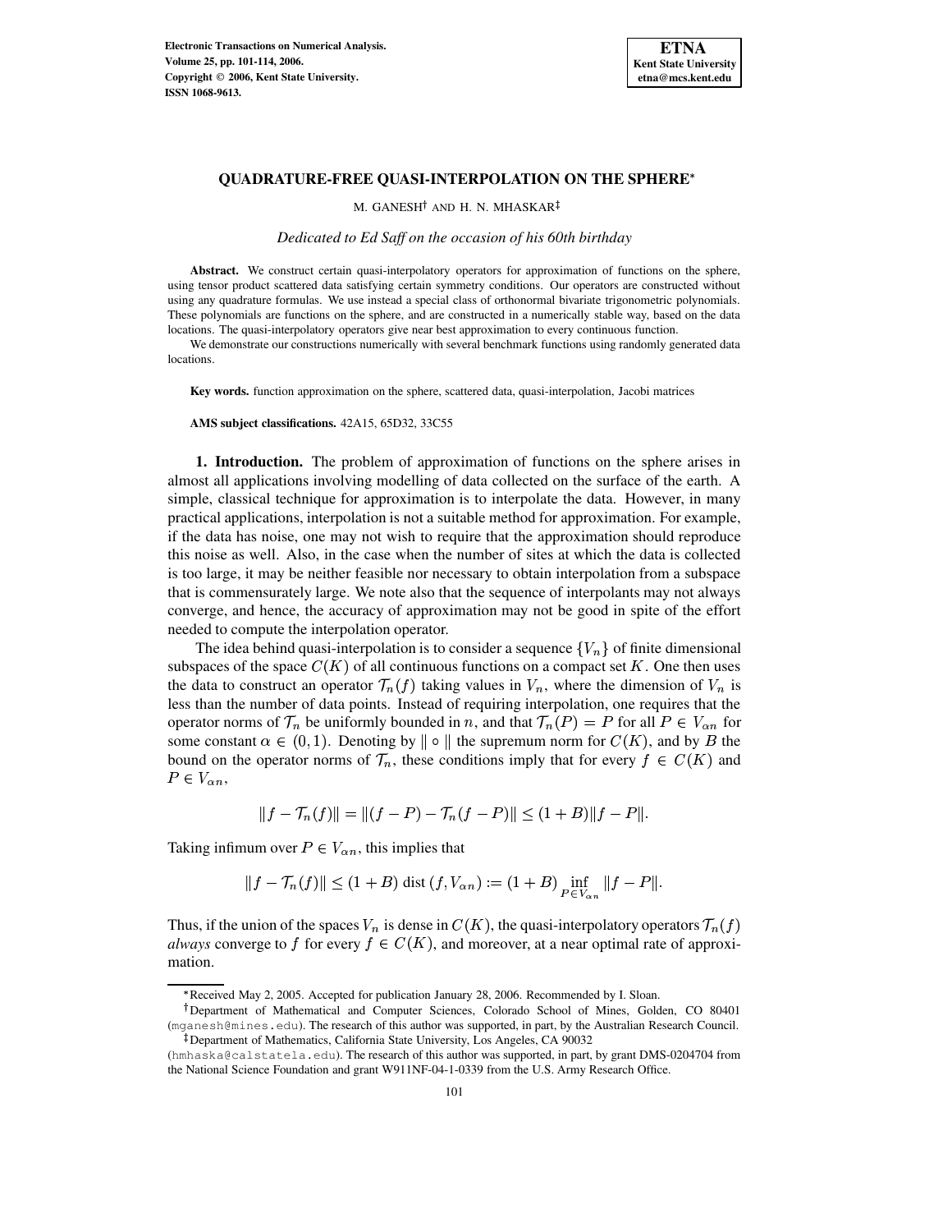# QUADRATURE-FREE QUASI-INTERPOLATION ON THE SPHERE*

M. GANESH† AND H. N. MHASKAR‡

*Dedicated to Ed Saff on the occasion of his 60th birthday*

**Abstract.** We construct certain quasi-interpolatory operators for approximation of functions on the sphere, using tensor product scattered data satisfying certain symmetry conditions. Our operators are constructed without using any quadrature formulas. We use instead a special class of orthonormal bivariate trigonometric polynomials. These polynomials are functions on the sphere, and are constructed in a numerically stable way, based on the data locations. The quasi-interpolatory operators give near best approximation to every continuous function.

We demonstrate our constructions numerically with several benchmark functions using randomly generated data locations.

**Key words.** function approximation on the sphere, scattered data, quasi-interpolation, Jacobi matrices

**AMS subject classifications.** 42A15, 65D32, 33C55

## 1. Introduction.

The problem of approximation of functions on the sphere arises in almost all applications involving modelling of data collected on the surface of the earth. A simple, classical technique for approximation is to interpolate the data. However, in many practical applications, interpolation is not a suitable method for approximation. For example, if the data has noise, one may not wish to require that the approximation should reproduce this noise as well. Also, in the case when the number of sites at which the data is collected is too large, it may be neither feasible nor necessary to obtain interpolation from a subspace that is commensurately large. We note also that the sequence of interpolants may not always converge, and hence, the accuracy of approximation may not be good in spite of the effort needed to compute the interpolation operator.

The idea behind quasi-interpolation is to consider a sequence $\{V_n\}$ of finite dimensional subspaces of the space $C(K)$ of all continuous functions on a compact set $K$. One then uses the data to construct an operator $\mathcal{T}_n(f)$ taking values in $V_n$, where the dimension of $V_n$ is less than the number of data points. Instead of requiring interpolation, one requires that the operator norms of $\mathcal{T}_n$ be uniformly bounded in $n$, and that $\mathcal{T}_n(P) = P$ for all $P \in V_{\alpha n}$ for some constant $\alpha \in (0, 1)$. Denoting by $\| \circ \|$ the supremum norm for $C(K)$, and by $B$ the bound on the operator norms of $\mathcal{T}_n$, these conditions imply that for every $f \in C(K)$ and $P \in V_{\alpha n}$,

$$\|f - \mathcal{T}_n(f)\| = \|(f - P) - \mathcal{T}_n(f - P)\| \leq (1 + B)\|f - P\|.$$

Taking infimum over $P \in V_{\alpha n}$, this implies that

$$\|f - \mathcal{T}_n(f)\| \leq (1 + B) \text{ dist}(f, V_{\alpha n}) := (1 + B) \inf_{P \in V_{\alpha n}} \|f - P\|.$$

Thus, if the union of the spaces $V_n$ is dense in $C(K)$, the quasi-interpolatory operators $\mathcal{T}_n(f)$ *always* converge to $f$ for every $f \in C(K)$, and moreover, at a near optimal rate of approximation.

---

*Received May 2, 2005. Accepted for publication January 28, 2006. Recommended by I. Sloan.

†Department of Mathematical and Computer Sciences, Colorado School of Mines, Golden, CO 80401 (mganesh@mines.edu). The research of this author was supported, in part, by the Australian Research Council.

‡Department of Mathematics, California State University, Los Angeles, CA 90032 (hmhaska@calstatela.edu). The research of this author was supported, in part, by grant DMS-0204704 from the National Science Foundation and grant W911NF-04-1-0339 from the U.S. Army Research Office.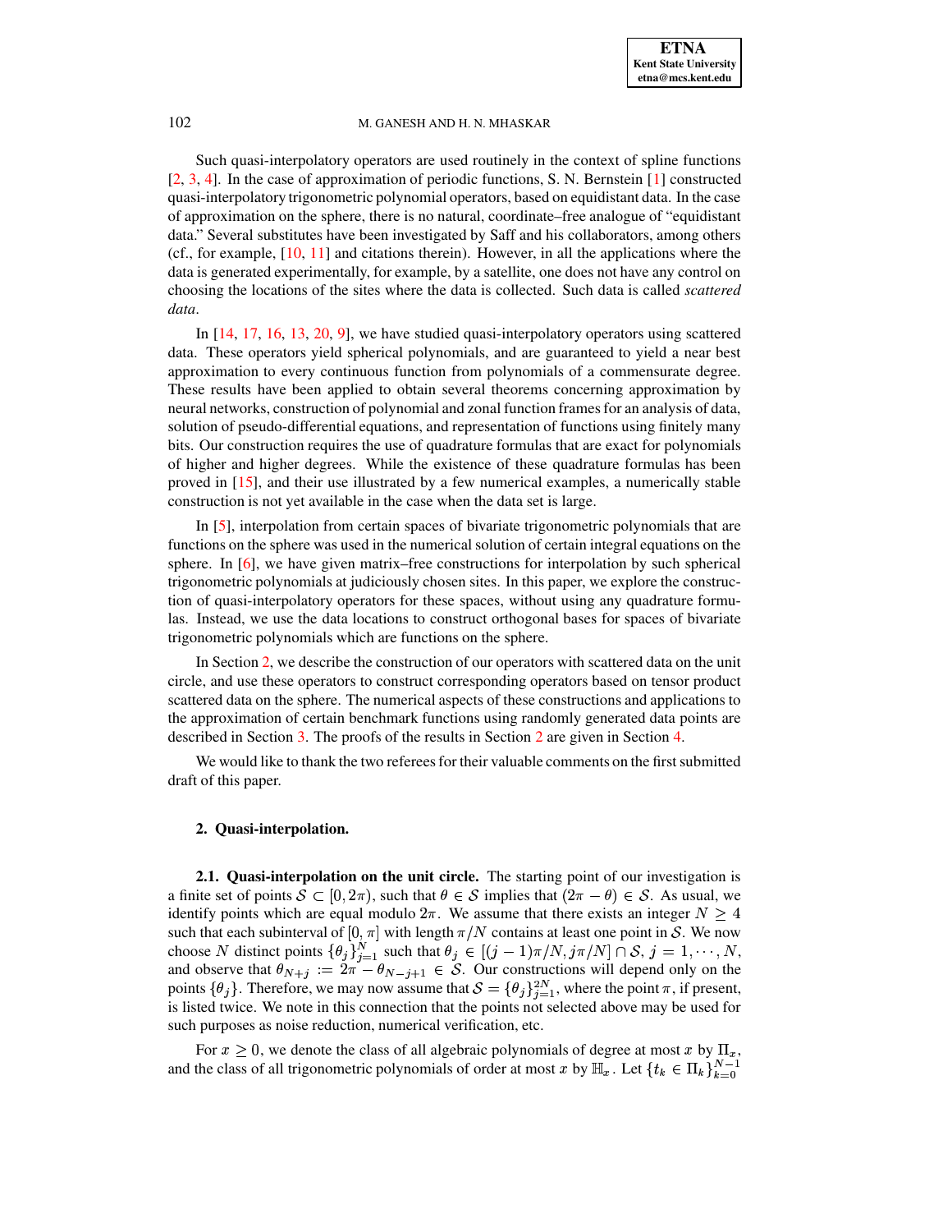Such quasi-interpolatory operators are used routinely in the context of spline functions [2, 3, 4]. In the case of approximation of periodic functions, S. N. Bernstein [1] constructed quasi-interpolatory trigonometric polynomial operators, based on equidistant data. In the case of approximation on the sphere, there is no natural, coordinate–free analogue of "equidistant data." Several substitutes have been investigated by Saff and his collaborators, among others (cf., for example, [10, 11] and citations therein). However, in all the applications where the data is generated experimentally, for example, by a satellite, one does not have any control on choosing the locations of the sites where the data is collected. Such data is called *scattered data*.

In [14, 17, 16, 13, 20, 9], we have studied quasi-interpolatory operators using scattered data. These operators yield spherical polynomials, and are guaranteed to yield a near best approximation to every continuous function from polynomials of a commensurate degree. These results have been applied to obtain several theorems concerning approximation by neural networks, construction of polynomial and zonal function frames for an analysis of data, solution of pseudo-differential equations, and representation of functions using finitely many bits. Our construction requires the use of quadrature formulas that are exact for polynomials of higher and higher degrees. While the existence of these quadrature formulas has been proved in [15], and their use illustrated by a few numerical examples, a numerically stable construction is not yet available in the case when the data set is large.

In [5], interpolation from certain spaces of bivariate trigonometric polynomials that are functions on the sphere was used in the numerical solution of certain integral equations on the sphere. In [6], we have given matrix–free constructions for interpolation by such spherical trigonometric polynomials at judiciously chosen sites. In this paper, we explore the construction of quasi-interpolatory operators for these spaces, without using any quadrature formulas. Instead, we use the data locations to construct orthogonal bases for spaces of bivariate trigonometric polynomials which are functions on the sphere.

In Section 2, we describe the construction of our operators with scattered data on the unit circle, and use these operators to construct corresponding operators based on tensor product scattered data on the sphere. The numerical aspects of these constructions and applications to the approximation of certain benchmark functions using randomly generated data points are described in Section 3. The proofs of the results in Section 2 are given in Section 4.

We would like to thank the two referees for their valuable comments on the first submitted draft of this paper.

## 2. Quasi-interpolation.

**2.1. Quasi-interpolation on the unit circle.** The starting point of our investigation is a finite set of points $\mathcal{S} \subset [0, 2\pi)$, such that $\theta \in \mathcal{S}$ implies that $(2\pi - \theta) \in \mathcal{S}$. As usual, we identify points which are equal modulo $2\pi$. We assume that there exists an integer $N \geq 4$ such that each subinterval of $[0, \pi]$ with length $\pi/N$ contains at least one point in $\mathcal{S}$. We now choose $N$ distinct points $\{\theta_j\}_{j=1}^{N}$ such that $\theta_j \in [(j-1)\pi/N, j\pi/N] \cap \mathcal{S}$, $j = 1, \cdots, N$, and observe that $\theta_{N+j} := 2\pi - \theta_{N-j+1} \in \mathcal{S}$. Our constructions will depend only on the points $\{\theta_j\}$. Therefore, we may now assume that $\mathcal{S} = \{\theta_j\}_{j=1}^{2N}$, where the point $\pi$, if present, is listed twice. We note in this connection that the points not selected above may be used for such purposes as noise reduction, numerical verification, etc.

For $x \geq 0$, we denote the class of all algebraic polynomials of degree at most $x$ by $\Pi_x$, and the class of all trigonometric polynomials of order at most $x$ by $\mathbb{H}_x$. Let $\{t_k \in \Pi_k\}_{k=0}^{N-1}$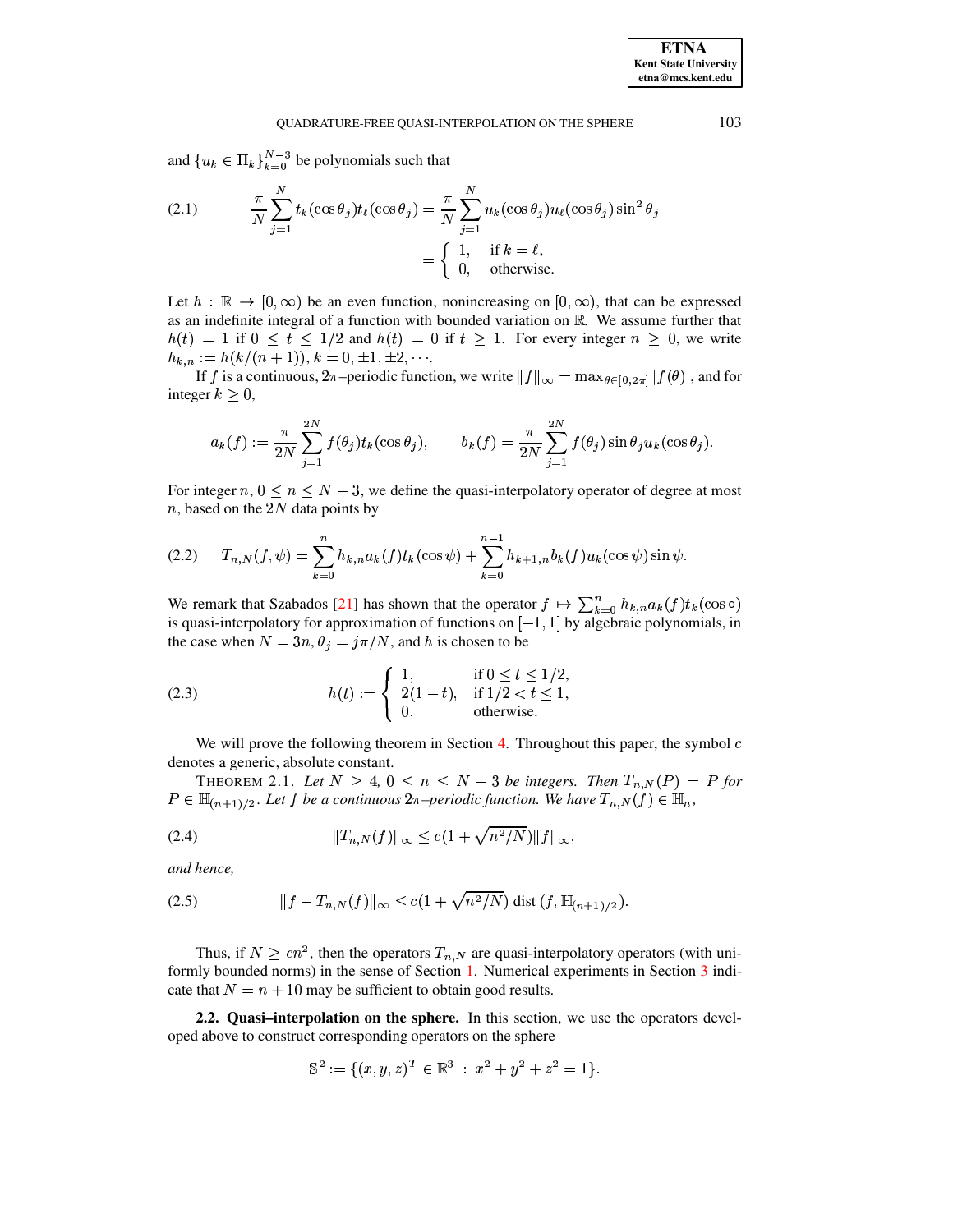and $\{u_k \in \Pi_k\}_{k=0}^{N-3}$ be polynomials such that

$$\frac{\pi}{N}\sum_{j=1}^{N} t_k(\cos\theta_j)t_\ell(\cos\theta_j) = \frac{\pi}{N}\sum_{j=1}^{N} u_k(\cos\theta_j)u_\ell(\cos\theta_j)\sin^2\theta_j = \begin{cases} 1, & \text{if } k=\ell, \\ 0, & \text{otherwise.} \end{cases} \tag{2.1}$$

Let $h : \mathbb{R} \to [0,\infty)$ be an even function, nonincreasing on $[0,\infty)$, that can be expressed as an indefinite integral of a function with bounded variation on $\mathbb{R}$. We assume further that $h(t) = 1$ if $0 \le t \le 1/2$ and $h(t) = 0$ if $t \ge 1$. For every integer $n \ge 0$, we write $h_{k,n} := h(k/(n+1))$, $k = 0, \pm 1, \pm 2, \cdots$.

If $f$ is a continuous, $2\pi$–periodic function, we write $\|f\|_\infty = \max_{\theta\in[0,2\pi]}|f(\theta)|$, and for integer $k \ge 0$,

$$a_k(f) := \frac{\pi}{2N}\sum_{j=1}^{2N} f(\theta_j)t_k(\cos\theta_j), \qquad b_k(f) = \frac{\pi}{2N}\sum_{j=1}^{2N} f(\theta_j)\sin\theta_j u_k(\cos\theta_j).$$

For integer $n$, $0 \le n \le N-3$, we define the quasi-interpolatory operator of degree at most $n$, based on the $2N$ data points by

$$T_{n,N}(f,\psi) = \sum_{k=0}^{n} h_{k,n}a_k(f)t_k(\cos\psi) + \sum_{k=0}^{n-1} h_{k+1,n}b_k(f)u_k(\cos\psi)\sin\psi. \tag{2.2}$$

We remark that Szabados [21] has shown that the operator $f \mapsto \sum_{k=0}^{n} h_{k,n}a_k(f)t_k(\cos\circ)$ is quasi-interpolatory for approximation of functions on $[-1,1]$ by algebraic polynomials, in the case when $N = 3n$, $\theta_j = j\pi/N$, and $h$ is chosen to be

$$h(t) := \begin{cases} 1, & \text{if } 0 \le t \le 1/2, \\ 2(1-t), & \text{if } 1/2 < t \le 1, \\ 0, & \text{otherwise.} \end{cases} \tag{2.3}$$

We will prove the following theorem in Section 4. Throughout this paper, the symbol $c$ denotes a generic, absolute constant.

THEOREM 2.1. *Let $N \ge 4$, $0 \le n \le N-3$ be integers. Then $T_{n,N}(P) = P$ for $P \in \mathbb{H}_{(n+1)/2}$. Let $f$ be a continuous $2\pi$–periodic function. We have $T_{n,N}(f) \in \mathbb{H}_n$,*

$$\|T_{n,N}(f)\|_\infty \le c(1+\sqrt{n^2/N})\|f\|_\infty, \tag{2.4}$$

*and hence,*

$$\|f - T_{n,N}(f)\|_\infty \le c(1+\sqrt{n^2/N})\ \mathrm{dist}\,(f, \mathbb{H}_{(n+1)/2}). \tag{2.5}$$

Thus, if $N \ge cn^2$, then the operators $T_{n,N}$ are quasi-interpolatory operators (with uniformly bounded norms) in the sense of Section 1. Numerical experiments in Section 3 indicate that $N = n+10$ may be sufficient to obtain good results.

**2.2. Quasi–interpolation on the sphere.** In this section, we use the operators developed above to construct corresponding operators on the sphere

$$\mathbb{S}^2 := \{(x,y,z)^T \in \mathbb{R}^3 \ :\ x^2+y^2+z^2 = 1\}.$$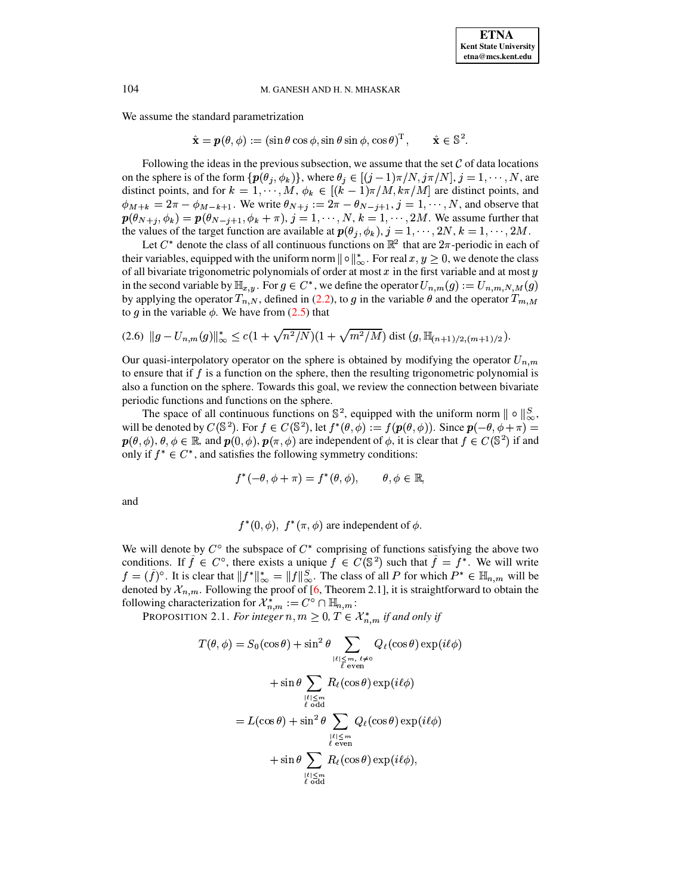We assume the standard parametrization

$$\hat{\mathbf{x}} = \boldsymbol{p}(\theta, \phi) := (\sin\theta\cos\phi, \sin\theta\sin\phi, \cos\theta)^{\mathrm{T}}, \qquad \hat{\mathbf{x}} \in \mathbb{S}^2.$$

Following the ideas in the previous subsection, we assume that the set $\mathcal{C}$ of data locations on the sphere is of the form $\{\boldsymbol{p}(\theta_j, \phi_k)\}$, where $\theta_j \in [(j-1)\pi/N, j\pi/N]$, $j = 1, \cdots, N$, are distinct points, and for $k = 1, \cdots, M$, $\phi_k \in [(k-1)\pi/M, k\pi/M]$ are distinct points, and $\phi_{M+k} = 2\pi - \phi_{M-k+1}$. We write $\theta_{N+j} := 2\pi - \theta_{N-j+1}$, $j = 1, \cdots, N$, and observe that $\boldsymbol{p}(\theta_{N+j}, \phi_k) = \boldsymbol{p}(\theta_{N-j+1}, \phi_k + \pi)$, $j = 1, \cdots, N$, $k = 1, \cdots, 2M$. We assume further that the values of the target function are available at $\boldsymbol{p}(\theta_j, \phi_k)$, $j = 1, \cdots, 2N$, $k = 1, \cdots, 2M$.

Let $C^*$ denote the class of all continuous functions on $\mathbb{R}^2$ that are $2\pi$-periodic in each of their variables, equipped with the uniform norm $\|\circ\|^*_\infty$. For real $x, y \geq 0$, we denote the class of all bivariate trigonometric polynomials of order at most $x$ in the first variable and at most $y$ in the second variable by $\mathbb{H}_{x,y}$. For $g \in C^*$, we define the operator $U_{n,m}(g) := U_{n,m,N,M}(g)$ by applying the operator $T_{n,N}$, defined in (2.2), to $g$ in the variable $\theta$ and the operator $T_{m,M}$ to $g$ in the variable $\phi$. We have from (2.5) that

$$(2.6)\ \ \|g - U_{n,m}(g)\|^*_\infty \leq c(1 + \sqrt{n^2/N})(1 + \sqrt{m^2/M})\ \mathrm{dist}\,(g, \mathbb{H}_{(n+1)/2,(m+1)/2}).$$

Our quasi-interpolatory operator on the sphere is obtained by modifying the operator $U_{n,m}$ to ensure that if $f$ is a function on the sphere, then the resulting trigonometric polynomial is also a function on the sphere. Towards this goal, we review the connection between bivariate periodic functions and functions on the sphere.

The space of all continuous functions on $\mathbb{S}^2$, equipped with the uniform norm $\|\circ\|^S_\infty$, will be denoted by $C(\mathbb{S}^2)$. For $f \in C(\mathbb{S}^2)$, let $f^*(\theta, \phi) := f(\boldsymbol{p}(\theta, \phi))$. Since $\boldsymbol{p}(-\theta, \phi + \pi) = \boldsymbol{p}(\theta, \phi)$, $\theta, \phi \in \mathbb{R}$, and $\boldsymbol{p}(0, \phi), \boldsymbol{p}(\pi, \phi)$ are independent of $\phi$, it is clear that $f \in C(\mathbb{S}^2)$ if and only if $f^* \in C^*$, and satisfies the following symmetry conditions:

$$f^*(-\theta, \phi + \pi) = f^*(\theta, \phi), \qquad \theta, \phi \in \mathbb{R},$$

and

$$f^*(0, \phi),\ f^*(\pi, \phi) \text{ are independent of } \phi.$$

We will denote by $C^\circ$ the subspace of $C^*$ comprising of functions satisfying the above two conditions. If $\bar{f} \in C^\circ$, there exists a unique $f \in C(\mathbb{S}^2)$ such that $\bar{f} = f^*$. We will write $f = (\bar{f})^\circ$. It is clear that $\|f^*\|^*_\infty = \|f\|^S_\infty$. The class of all $P$ for which $P^* \in \mathbb{H}_{n,m}$ will be denoted by $\mathcal{X}_{n,m}$. Following the proof of [6, Theorem 2.1], it is straightforward to obtain the following characterization for $\mathcal{X}^*_{n,m} := C^\circ \cap \mathbb{H}_{n,m}$:

PROPOSITION 2.1. *For integer $n, m \geq 0$, $T \in \mathcal{X}^*_{n,m}$ if and only if*

$$\begin{aligned}
T(\theta, \phi) &= S_0(\cos\theta) + \sin^2\theta \sum_{\substack{|\ell| \leq m,\ \ell \neq 0 \\ \ell \text{ even}}} Q_\ell(\cos\theta)\exp(i\ell\phi) \\
&\quad + \sin\theta \sum_{\substack{|\ell| \leq m \\ \ell \text{ odd}}} R_\ell(\cos\theta)\exp(i\ell\phi) \\
&= L(\cos\theta) + \sin^2\theta \sum_{\substack{|\ell| \leq m \\ \ell \text{ even}}} Q_\ell(\cos\theta)\exp(i\ell\phi) \\
&\quad + \sin\theta \sum_{\substack{|\ell| \leq m \\ \ell \text{ odd}}} R_\ell(\cos\theta)\exp(i\ell\phi),
\end{aligned}$$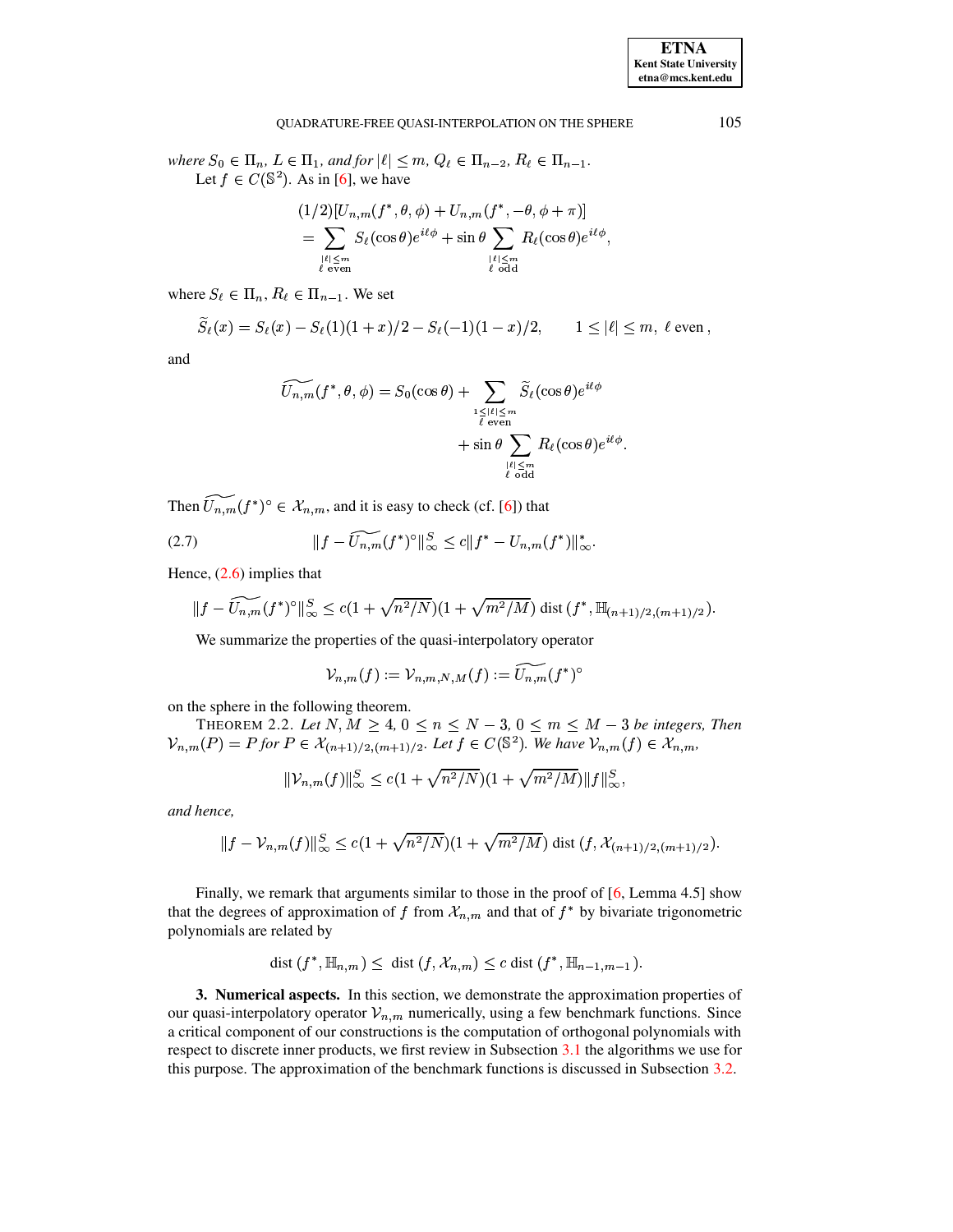*where* $S_0 \in \Pi_n$, $L \in \Pi_1$, *and for* $|\ell| \le m$, $Q_\ell \in \Pi_{n-2}$, $R_\ell \in \Pi_{n-1}$.

Let $f \in C(\mathbb{S}^2)$. As in [6], we have

$$
\begin{aligned}
&(1/2)[U_{n,m}(f^*, \theta, \phi) + U_{n,m}(f^*, -\theta, \phi + \pi)] \\
&= \sum_{\substack{|\ell| \le m \\ \ell \text{ even}}} S_\ell(\cos\theta) e^{i\ell\phi} + \sin\theta \sum_{\substack{|\ell| \le m \\ \ell \text{ odd}}} R_\ell(\cos\theta) e^{i\ell\phi},
\end{aligned}
$$

where $S_\ell \in \Pi_n$, $R_\ell \in \Pi_{n-1}$. We set

$$
\widetilde{S}_\ell(x) = S_\ell(x) - S_\ell(1)(1+x)/2 - S_\ell(-1)(1-x)/2, \qquad 1 \le |\ell| \le m,\ \ell \text{ even},
$$

and

$$
\begin{aligned}
\widetilde{U_{n,m}}(f^*, \theta, \phi) = S_0(\cos\theta) &+ \sum_{\substack{1 \le |\ell| \le m \\ \ell \text{ even}}} \widetilde{S}_\ell(\cos\theta) e^{i\ell\phi} \\
&+ \sin\theta \sum_{\substack{|\ell| \le m \\ \ell \text{ odd}}} R_\ell(\cos\theta) e^{i\ell\phi}.
\end{aligned}
$$

Then $\widetilde{U_{n,m}}(f^*)^\circ \in \mathcal{X}_{n,m}$, and it is easy to check (cf. [6]) that

$$
\|f - \widetilde{U_{n,m}}(f^*)^\circ\|_\infty^S \le c\|f^* - U_{n,m}(f^*)\|_\infty^*. \tag{2.7}
$$

Hence, (2.6) implies that

$$
\|f - \widetilde{U_{n,m}}(f^*)^\circ\|_\infty^S \le c(1 + \sqrt{n^2/N})(1 + \sqrt{m^2/M}) \operatorname{dist}(f^*, \mathbb{H}_{(n+1)/2,(m+1)/2}).
$$

We summarize the properties of the quasi-interpolatory operator

$$
\mathcal{V}_{n,m}(f) := \mathcal{V}_{n,m,N,M}(f) := \widetilde{U_{n,m}}(f^*)^\circ
$$

on the sphere in the following theorem.

THEOREM 2.2. *Let* $N, M \ge 4$, $0 \le n \le N-3$, $0 \le m \le M-3$ *be integers, Then* $\mathcal{V}_{n,m}(P) = P$ *for* $P \in \mathcal{X}_{(n+1)/2,(m+1)/2}$. *Let* $f \in C(\mathbb{S}^2)$. *We have* $\mathcal{V}_{n,m}(f) \in \mathcal{X}_{n,m}$,

$$
\|\mathcal{V}_{n,m}(f)\|_\infty^S \le c(1 + \sqrt{n^2/N})(1 + \sqrt{m^2/M})\|f\|_\infty^S,
$$

*and hence,*

$$
\|f - \mathcal{V}_{n,m}(f)\|_\infty^S \le c(1 + \sqrt{n^2/N})(1 + \sqrt{m^2/M}) \operatorname{dist}(f, \mathcal{X}_{(n+1)/2,(m+1)/2}).
$$

Finally, we remark that arguments similar to those in the proof of [6, Lemma 4.5] show that the degrees of approximation of $f$ from $\mathcal{X}_{n,m}$ and that of $f^*$ by bivariate trigonometric polynomials are related by

$$
\operatorname{dist}(f^*, \mathbb{H}_{n,m}) \le \operatorname{dist}(f, \mathcal{X}_{n,m}) \le c \operatorname{dist}(f^*, \mathbb{H}_{n-1,m-1}).
$$

**3. Numerical aspects.** In this section, we demonstrate the approximation properties of our quasi-interpolatory operator $\mathcal{V}_{n,m}$ numerically, using a few benchmark functions. Since a critical component of our constructions is the computation of orthogonal polynomials with respect to discrete inner products, we first review in Subsection 3.1 the algorithms we use for this purpose. The approximation of the benchmark functions is discussed in Subsection 3.2.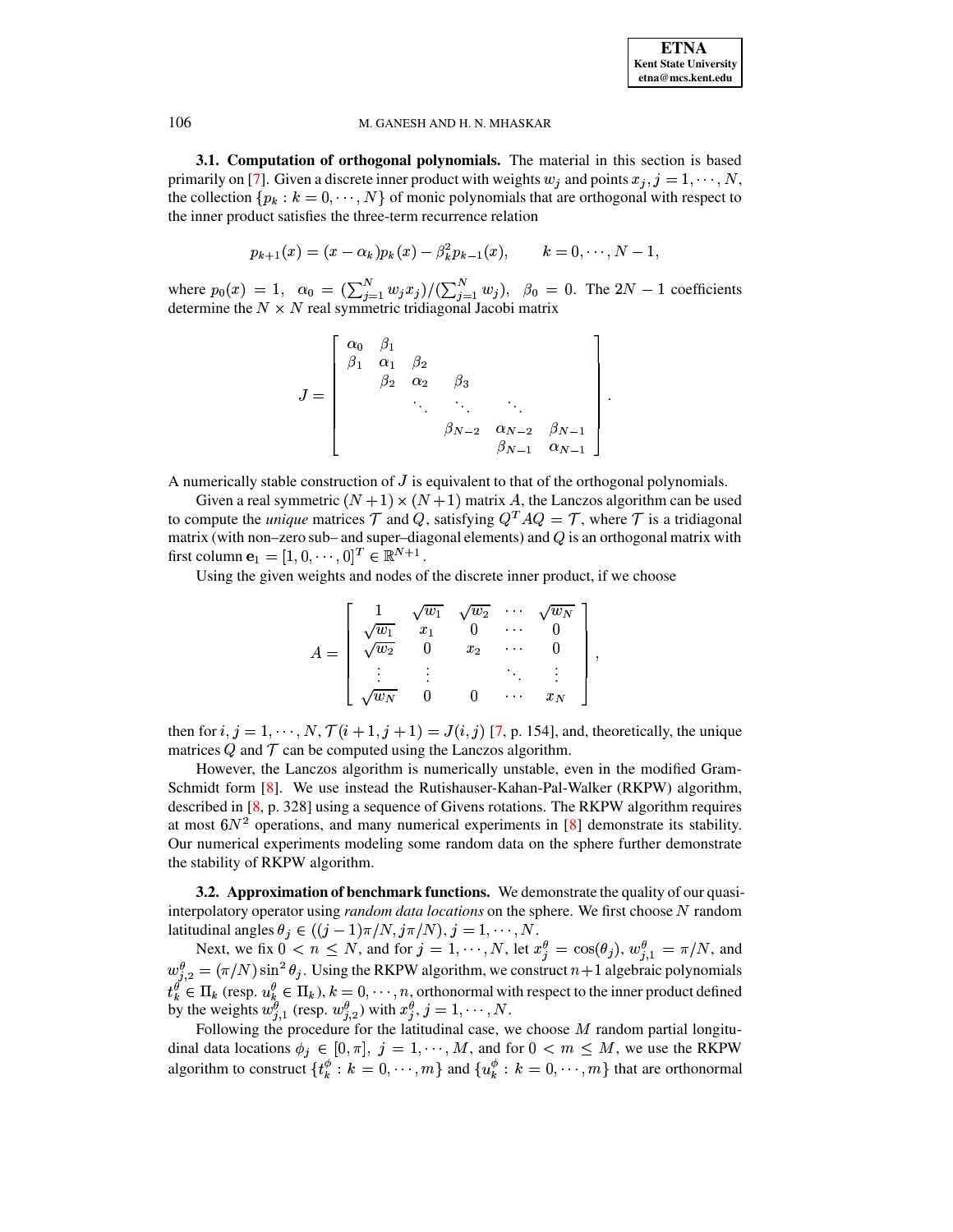**3.1. Computation of orthogonal polynomials.** The material in this section is based primarily on [7]. Given a discrete inner product with weights $w_j$ and points $x_j, j = 1, \cdots, N$, the collection $\{p_k : k = 0, \cdots, N\}$ of monic polynomials that are orthogonal with respect to the inner product satisfies the three-term recurrence relation

$$p_{k+1}(x) = (x - \alpha_k)p_k(x) - \beta_k^2 p_{k-1}(x), \qquad k = 0, \cdots, N-1,$$

where $p_0(x) = 1$, $\alpha_0 = (\sum_{j=1}^N w_j x_j)/(\sum_{j=1}^N w_j)$, $\beta_0 = 0$. The $2N-1$ coefficients determine the $N \times N$ real symmetric tridiagonal Jacobi matrix

$$J = \begin{bmatrix} \alpha_0 & \beta_1 & & & & \\ \beta_1 & \alpha_1 & \beta_2 & & & \\ & \beta_2 & \alpha_2 & \beta_3 & & \\ & & \ddots & \ddots & \ddots & \\ & & & \beta_{N-2} & \alpha_{N-2} & \beta_{N-1} \\ & & & & \beta_{N-1} & \alpha_{N-1} \end{bmatrix}.$$

A numerically stable construction of $J$ is equivalent to that of the orthogonal polynomials.

Given a real symmetric $(N+1) \times (N+1)$ matrix $A$, the Lanczos algorithm can be used to compute the *unique* matrices $\mathcal{T}$ and $Q$, satisfying $Q^T A Q = \mathcal{T}$, where $\mathcal{T}$ is a tridiagonal matrix (with non–zero sub– and super–diagonal elements) and $Q$ is an orthogonal matrix with first column $\mathbf{e}_1 = [1, 0, \cdots, 0]^T \in \mathbb{R}^{N+1}$.

Using the given weights and nodes of the discrete inner product, if we choose

$$A = \begin{bmatrix} 1 & \sqrt{w_1} & \sqrt{w_2} & \cdots & \sqrt{w_N} \\ \sqrt{w_1} & x_1 & 0 & \cdots & 0 \\ \sqrt{w_2} & 0 & x_2 & \cdots & 0 \\ \vdots & \vdots & & \ddots & \vdots \\ \sqrt{w_N} & 0 & 0 & \cdots & x_N \end{bmatrix},$$

then for $i, j = 1, \cdots, N$, $\mathcal{T}(i+1, j+1) = J(i, j)$ [7, p. 154], and, theoretically, the unique matrices $Q$ and $\mathcal{T}$ can be computed using the Lanczos algorithm.

However, the Lanczos algorithm is numerically unstable, even in the modified Gram-Schmidt form [8]. We use instead the Rutishauser-Kahan-Pal-Walker (RKPW) algorithm, described in [8, p. 328] using a sequence of Givens rotations. The RKPW algorithm requires at most $6N^2$ operations, and many numerical experiments in [8] demonstrate its stability. Our numerical experiments modeling some random data on the sphere further demonstrate the stability of RKPW algorithm.

**3.2. Approximation of benchmark functions.** We demonstrate the quality of our quasi-interpolatory operator using *random data locations* on the sphere. We first choose $N$ random latitudinal angles $\theta_j \in ((j-1)\pi/N, j\pi/N)$, $j = 1, \cdots, N$.

Next, we fix $0 < n \leq N$, and for $j = 1, \cdots, N$, let $x_j^\theta = \cos(\theta_j)$, $w_{j,1}^\theta = \pi/N$, and $w_{j,2}^\theta = (\pi/N)\sin^2\theta_j$. Using the RKPW algorithm, we construct $n+1$ algebraic polynomials $t_k^\theta \in \Pi_k$ (resp. $u_k^\theta \in \Pi_k$), $k = 0, \cdots, n$, orthonormal with respect to the inner product defined by the weights $w_{j,1}^\theta$ (resp. $w_{j,2}^\theta$) with $x_j^\theta$, $j = 1, \cdots, N$.

Following the procedure for the latitudinal case, we choose $M$ random partial longitudinal data locations $\phi_j \in [0, \pi]$, $j = 1, \cdots, M$, and for $0 < m \leq M$, we use the RKPW algorithm to construct $\{t_k^\phi : k = 0, \cdots, m\}$ and $\{u_k^\phi : k = 0, \cdots, m\}$ that are orthonormal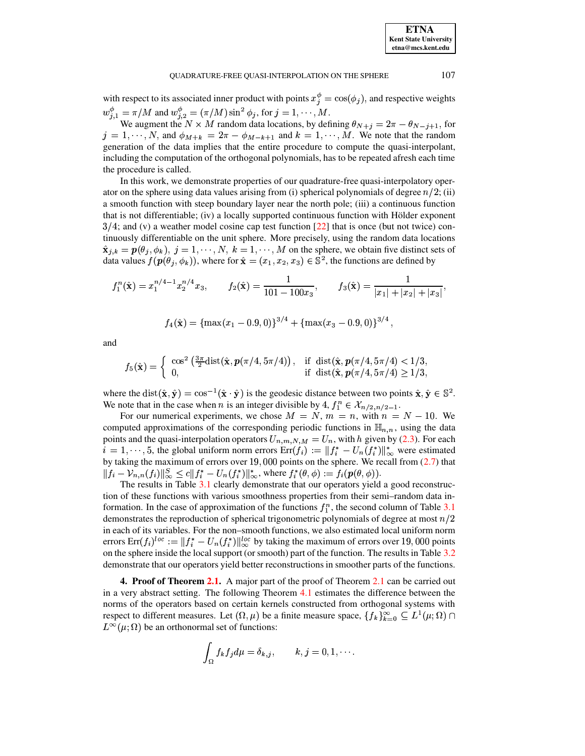with respect to its associated inner product with points $x_j^\phi = \cos(\phi_j)$, and respective weights $w_{j,1}^\phi = \pi/M$ and $w_{j,2}^\phi = (\pi/M)\sin^2\phi_j$, for $j = 1, \cdots, M$.

We augment the $N \times M$ random data locations, by defining $\theta_{N+j} = 2\pi - \theta_{N-j+1}$, for $j = 1, \cdots, N$, and $\phi_{M+k} = 2\pi - \phi_{M-k+1}$ and $k = 1, \cdots, M$. We note that the random generation of the data implies that the entire procedure to compute the quasi-interpolant, including the computation of the orthogonal polynomials, has to be repeated afresh each time the procedure is called.

In this work, we demonstrate properties of our quadrature-free quasi-interpolatory operator on the sphere using data values arising from (i) spherical polynomials of degree $n/2$; (ii) a smooth function with steep boundary layer near the north pole; (iii) a continuous function that is not differentiable; (iv) a locally supported continuous function with Hölder exponent $3/4$; and (v) a weather model cosine cap test function [22] that is once (but not twice) continuously differentiable on the unit sphere. More precisely, using the random data locations $\hat{\mathbf{x}}_{j,k} = \boldsymbol{p}(\theta_j, \phi_k),\ j = 1, \cdots, N,\ k = 1, \cdots, M$ on the sphere, we obtain five distinct sets of data values $f(\boldsymbol{p}(\theta_j, \phi_k))$, where for $\hat{\mathbf{x}} = (x_1, x_2, x_3) \in \mathbb{S}^2$, the functions are defined by

$$f_1^n(\hat{\mathbf{x}}) = x_1^{n/4-1} x_2^{n/4} x_3, \qquad f_2(\hat{\mathbf{x}}) = \frac{1}{101 - 100x_3}, \qquad f_3(\hat{\mathbf{x}}) = \frac{1}{|x_1| + |x_2| + |x_3|},$$

$$f_4(\hat{\mathbf{x}}) = \{\max(x_1 - 0.9, 0)\}^{3/4} + \{\max(x_3 - 0.9, 0)\}^{3/4},$$

and

$$f_5(\hat{\mathbf{x}}) = \begin{cases} \cos^2\left(\frac{3\pi}{2}\mathrm{dist}(\hat{\mathbf{x}}, \boldsymbol{p}(\pi/4, 5\pi/4)\right), & \text{if } \ \mathrm{dist}(\hat{\mathbf{x}}, \boldsymbol{p}(\pi/4, 5\pi/4) < 1/3, \\ 0, & \text{if } \ \mathrm{dist}(\hat{\mathbf{x}}, \boldsymbol{p}(\pi/4, 5\pi/4) \geq 1/3, \end{cases}$$

where the $\mathrm{dist}(\hat{\mathbf{x}}, \hat{\mathbf{y}}) = \cos^{-1}(\hat{\mathbf{x}} \cdot \hat{\mathbf{y}})$ is the geodesic distance between two points $\hat{\mathbf{x}}, \hat{\mathbf{y}} \in \mathbb{S}^2$. We note that in the case when $n$ is an integer divisible by 4, $f_1^n \in \mathcal{X}_{n/2, n/2-1}$.

For our numerical experiments, we chose $M = N$, $m = n$, with $n = N - 10$. We computed approximations of the corresponding periodic functions in $\mathbb{H}_{n,n}$, using the data points and the quasi-interpolation operators $U_{n,m,N,M} = U_n$, with $h$ given by (2.3). For each $i = 1, \cdots, 5$, the global uniform norm errors $\mathrm{Err}(f_i) := \|f_i^* - U_n(f_i^*)\|_\infty^*$ were estimated by taking the maximum of errors over $19,000$ points on the sphere. We recall from (2.7) that $\|f_i - \mathcal{V}_{n,n}(f_i)\|_\infty^S \leq c\|f_i^* - U_n(f_i^*)\|_\infty^*$, where $f_i^*(\theta, \phi) := f_i(\boldsymbol{p}(\theta, \phi))$.

The results in Table 3.1 clearly demonstrate that our operators yield a good reconstruction of these functions with various smoothness properties from their semi–random data information. In the case of approximation of the functions $f_1^n$, the second column of Table 3.1 demonstrates the reproduction of spherical trigonometric polynomials of degree at most $n/2$ in each of its variables. For the non–smooth functions, we also estimated local uniform norm errors $\mathrm{Err}(f_i)^{loc} := \|f_i^* - U_n(f_i^*)\|_\infty^{loc}$ by taking the maximum of errors over $19,000$ points on the sphere inside the local support (or smooth) part of the function. The results in Table 3.2 demonstrate that our operators yield better reconstructions in smoother parts of the functions.

## 4. Proof of Theorem 2.1.

A major part of the proof of Theorem 2.1 can be carried out in a very abstract setting. The following Theorem 4.1 estimates the difference between the norms of the operators based on certain kernels constructed from orthogonal systems with respect to different measures. Let $(\Omega, \mu)$ be a finite measure space, $\{f_k\}_{k=0}^\infty \subseteq L^1(\mu; \Omega) \cap L^\infty(\mu; \Omega)$ be an orthonormal set of functions:

$$\int_\Omega f_k f_j d\mu = \delta_{k,j}, \qquad k, j = 0, 1, \cdots.$$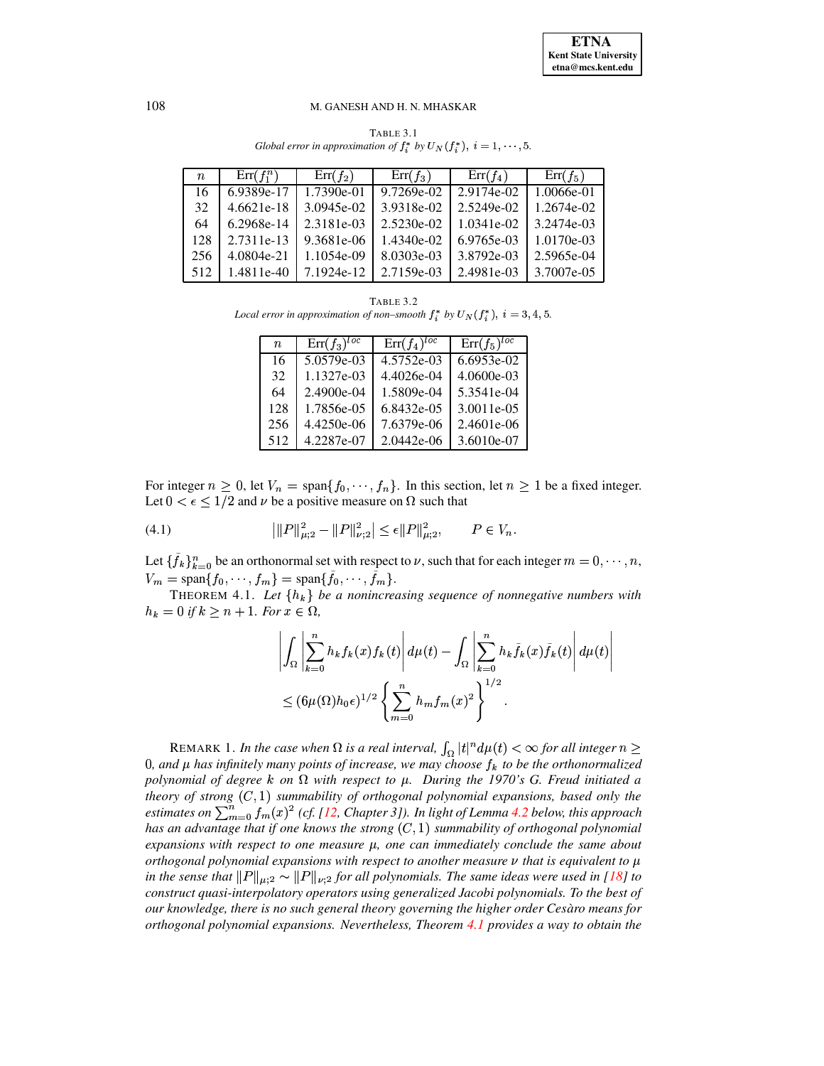TABLE 3.1
*Global error in approximation of $f_i^*$ by $U_N(f_i^*)$, $i = 1, \cdots, 5$.*

| $n$ | Err($f_1^n$) | Err($f_2$) | Err($f_3$) | Err($f_4$) | Err($f_5$) |
|---|---|---|---|---|---|
| 16 | 6.9389e-17 | 1.7390e-01 | 9.7269e-02 | 2.9174e-02 | 1.0066e-01 |
| 32 | 4.6621e-18 | 3.0945e-02 | 3.9318e-02 | 2.5249e-02 | 1.2674e-02 |
| 64 | 6.2968e-14 | 2.3181e-03 | 2.5230e-02 | 1.0341e-02 | 3.2474e-03 |
| 128 | 2.7311e-13 | 9.3681e-06 | 1.4340e-02 | 6.9765e-03 | 1.0170e-03 |
| 256 | 4.0804e-21 | 1.1054e-09 | 8.0303e-03 | 3.8792e-03 | 2.5965e-04 |
| 512 | 1.4811e-40 | 7.1924e-12 | 2.7159e-03 | 2.4981e-03 | 3.7007e-05 |

TABLE 3.2
*Local error in approximation of non–smooth $f_i^*$ by $U_N(f_i^*)$, $i = 3, 4, 5$.*

| $n$ | Err($f_3$)$^{loc}$ | Err($f_4$)$^{loc}$ | Err($f_5$)$^{loc}$ |
|---|---|---|---|
| 16 | 5.0579e-03 | 4.5752e-03 | 6.6953e-02 |
| 32 | 1.1327e-03 | 4.4026e-04 | 4.0600e-03 |
| 64 | 2.4900e-04 | 1.5809e-04 | 5.3541e-04 |
| 128 | 1.7856e-05 | 6.8432e-05 | 3.0011e-05 |
| 256 | 4.4250e-06 | 7.6379e-06 | 2.4601e-06 |
| 512 | 4.2287e-07 | 2.0442e-06 | 3.6010e-07 |

For integer $n \geq 0$, let $V_n = \text{span}\{f_0, \cdots, f_n\}$. In this section, let $n \geq 1$ be a fixed integer. Let $0 < \epsilon \leq 1/2$ and $\nu$ be a positive measure on $\Omega$ such that

$$\left| \|P\|_{\mu;2}^2 - \|P\|_{\nu;2}^2 \right| \leq \epsilon \|P\|_{\mu;2}^2, \qquad P \in V_n. \tag{4.1}$$

Let $\{\bar{f}_k\}_{k=0}^n$ be an orthonormal set with respect to $\nu$, such that for each integer $m = 0, \cdots, n$, $V_m = \text{span}\{f_0, \cdots, f_m\} = \text{span}\{\bar{f}_0, \cdots, \bar{f}_m\}$.

THEOREM 4.1. *Let $\{h_k\}$ be a nonincreasing sequence of nonnegative numbers with $h_k = 0$ if $k \geq n+1$. For $x \in \Omega$,*

$$\left| \int_\Omega \left| \sum_{k=0}^n h_k f_k(x) f_k(t) \right| d\mu(t) - \int_\Omega \left| \sum_{k=0}^n h_k \bar{f}_k(x) \bar{f}_k(t) \right| d\mu(t) \right|$$
$$\leq (6\mu(\Omega) h_0 \epsilon)^{1/2} \left\{ \sum_{m=0}^n h_m f_m(x)^2 \right\}^{1/2}.$$

REMARK 1. *In the case when $\Omega$ is a real interval, $\int_\Omega |t|^n d\mu(t) < \infty$ for all integer $n \geq 0$, and $\mu$ has infinitely many points of increase, we may choose $f_k$ to be the orthonormalized polynomial of degree $k$ on $\Omega$ with respect to $\mu$. During the 1970's G. Freud initiated a theory of strong $(C, 1)$ summability of orthogonal polynomial expansions, based only the estimates on $\sum_{m=0}^n f_m(x)^2$ (cf. [12, Chapter 3]). In light of Lemma 4.2 below, this approach has an advantage that if one knows the strong $(C, 1)$ summability of orthogonal polynomial expansions with respect to one measure $\mu$, one can immediately conclude the same about orthogonal polynomial expansions with respect to another measure $\nu$ that is equivalent to $\mu$ in the sense that $\|P\|_{\mu;2} \sim \|P\|_{\nu;2}$ for all polynomials. The same ideas were used in [18] to construct quasi-interpolatory operators using generalized Jacobi polynomials. To the best of our knowledge, there is no such general theory governing the higher order Cesàro means for orthogonal polynomial expansions. Nevertheless, Theorem 4.1 provides a way to obtain the*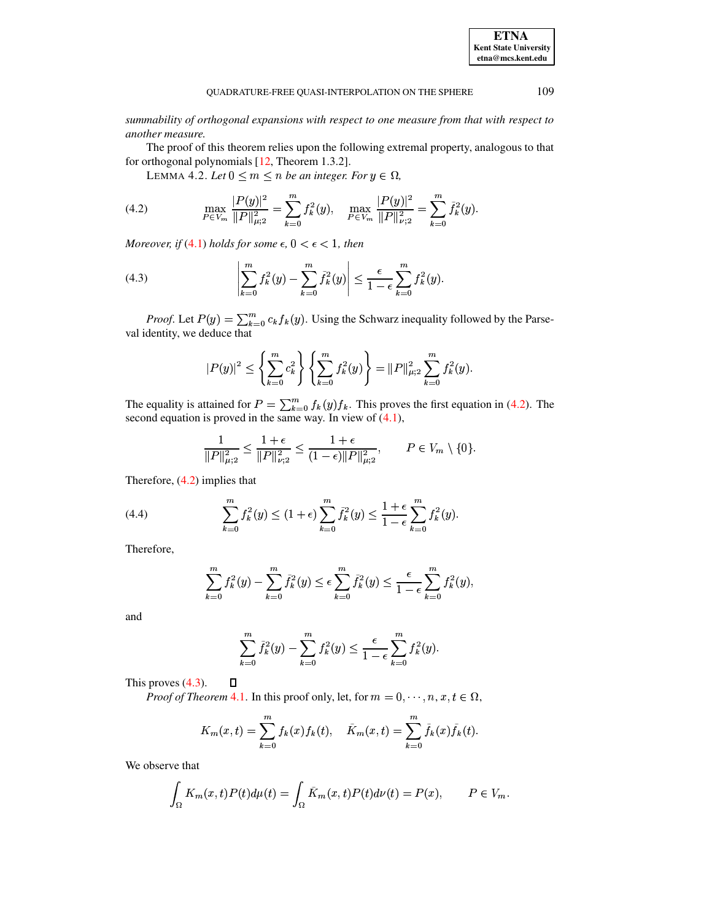*summability of orthogonal expansions with respect to one measure from that with respect to another measure.*

The proof of this theorem relies upon the following extremal property, analogous to that for orthogonal polynomials [12, Theorem 1.3.2].

LEMMA 4.2. *Let $0 \le m \le n$ be an integer. For $y \in \Omega$,*

$$\max_{P \in V_m} \frac{|P(y)|^2}{\|P\|_{\mu;2}^2} = \sum_{k=0}^{m} f_k^2(y), \quad \max_{P \in V_m} \frac{|P(y)|^2}{\|P\|_{\nu;2}^2} = \sum_{k=0}^{m} \bar{f}_k^2(y). \tag{4.2}$$

*Moreover, if (4.1) holds for some $\epsilon$, $0 < \epsilon < 1$, then*

$$\left| \sum_{k=0}^{m} f_k^2(y) - \sum_{k=0}^{m} \bar{f}_k^2(y) \right| \le \frac{\epsilon}{1-\epsilon} \sum_{k=0}^{m} f_k^2(y). \tag{4.3}$$

*Proof.* Let $P(y) = \sum_{k=0}^{m} c_k f_k(y)$. Using the Schwarz inequality followed by the Parseval identity, we deduce that

$$|P(y)|^2 \le \left\{ \sum_{k=0}^{m} c_k^2 \right\} \left\{ \sum_{k=0}^{m} f_k^2(y) \right\} = \|P\|_{\mu;2}^2 \sum_{k=0}^{m} f_k^2(y).$$

The equality is attained for $P = \sum_{k=0}^{m} f_k(y) f_k$. This proves the first equation in (4.2). The second equation is proved in the same way. In view of (4.1),

$$\frac{1}{\|P\|_{\mu;2}^2} \le \frac{1+\epsilon}{\|P\|_{\nu;2}^2} \le \frac{1+\epsilon}{(1-\epsilon)\|P\|_{\mu;2}^2}, \qquad P \in V_m \setminus \{0\}.$$

Therefore, (4.2) implies that

$$\sum_{k=0}^{m} f_k^2(y) \le (1+\epsilon) \sum_{k=0}^{m} \bar{f}_k^2(y) \le \frac{1+\epsilon}{1-\epsilon} \sum_{k=0}^{m} f_k^2(y). \tag{4.4}$$

Therefore,

$$\sum_{k=0}^{m} f_k^2(y) - \sum_{k=0}^{m} \bar{f}_k^2(y) \le \epsilon \sum_{k=0}^{m} \bar{f}_k^2(y) \le \frac{\epsilon}{1-\epsilon} \sum_{k=0}^{m} f_k^2(y),$$

and

$$\sum_{k=0}^{m} \bar{f}_k^2(y) - \sum_{k=0}^{m} f_k^2(y) \le \frac{\epsilon}{1-\epsilon} \sum_{k=0}^{m} f_k^2(y).$$

This proves (4.3). ∎

*Proof of Theorem 4.1.* In this proof only, let, for $m = 0, \cdots, n$, $x, t \in \Omega$,

$$K_m(x,t) = \sum_{k=0}^{m} f_k(x) f_k(t), \quad \bar{K}_m(x,t) = \sum_{k=0}^{m} \bar{f}_k(x) \bar{f}_k(t).$$

We observe that

$$\int_{\Omega} K_m(x,t) P(t) d\mu(t) = \int_{\Omega} \bar{K}_m(x,t) P(t) d\nu(t) = P(x), \qquad P \in V_m.$$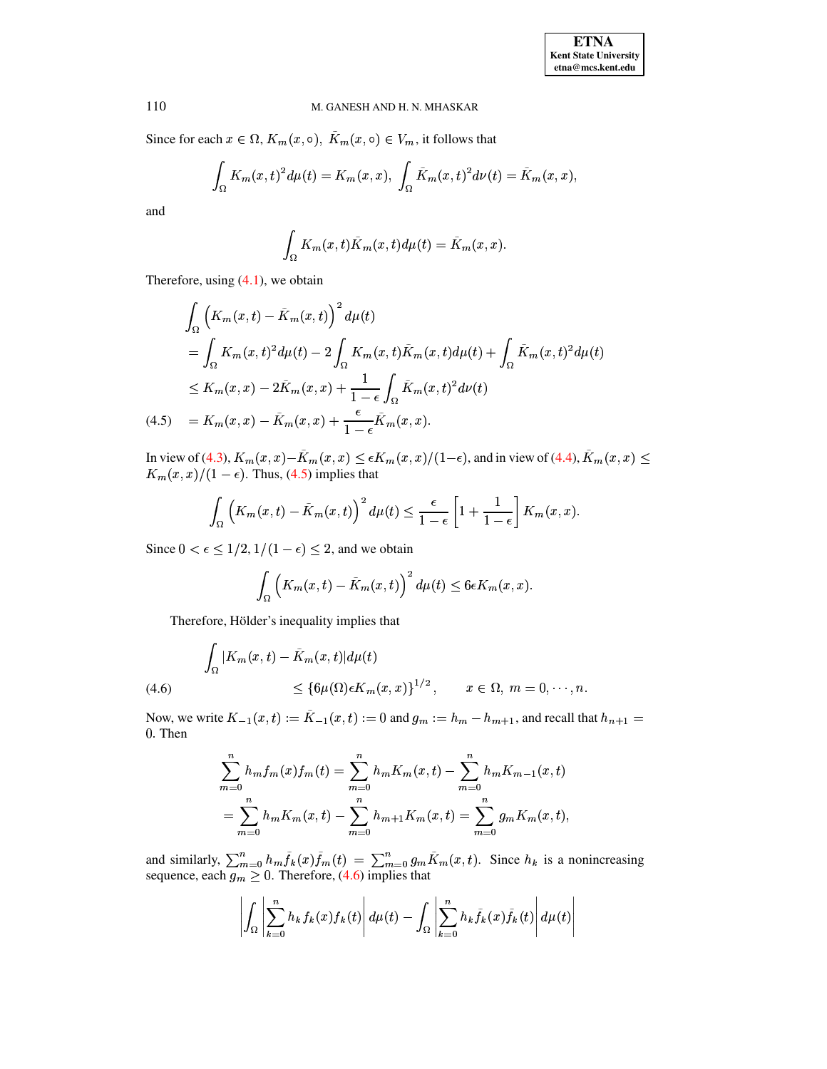Since for each $x \in \Omega$, $K_m(x,\circ),\ \bar{K}_m(x,\circ) \in V_m$, it follows that

$$\int_\Omega K_m(x,t)^2 d\mu(t) = K_m(x,x),\ \int_\Omega \bar{K}_m(x,t)^2 d\nu(t) = \bar{K}_m(x,x),$$

and

$$\int_\Omega K_m(x,t)\bar{K}_m(x,t) d\mu(t) = \bar{K}_m(x,x).$$

Therefore, using (4.1), we obtain

$$\begin{aligned}
&\int_\Omega \left(K_m(x,t) - \bar{K}_m(x,t)\right)^2 d\mu(t) \\
&= \int_\Omega K_m(x,t)^2 d\mu(t) - 2\int_\Omega K_m(x,t)\bar{K}_m(x,t)d\mu(t) + \int_\Omega \bar{K}_m(x,t)^2 d\mu(t) \\
&\le K_m(x,x) - 2\bar{K}_m(x,x) + \frac{1}{1-\epsilon}\int_\Omega \bar{K}_m(x,t)^2 d\nu(t) \\
&= K_m(x,x) - \bar{K}_m(x,x) + \frac{\epsilon}{1-\epsilon}\bar{K}_m(x,x). \qquad (4.5)
\end{aligned}$$

In view of (4.3), $K_m(x,x) - \bar{K}_m(x,x) \le \epsilon K_m(x,x)/(1-\epsilon)$, and in view of (4.4), $\bar{K}_m(x,x) \le K_m(x,x)/(1-\epsilon)$. Thus, (4.5) implies that

$$\int_\Omega \left(K_m(x,t) - \bar{K}_m(x,t)\right)^2 d\mu(t) \le \frac{\epsilon}{1-\epsilon}\left[1 + \frac{1}{1-\epsilon}\right]K_m(x,x).$$

Since $0 < \epsilon \le 1/2$, $1/(1-\epsilon) \le 2$, and we obtain

$$\int_\Omega \left(K_m(x,t) - \bar{K}_m(x,t)\right)^2 d\mu(t) \le 6\epsilon K_m(x,x).$$

Therefore, Hölder's inequality implies that

$$\begin{aligned}
&\int_\Omega |K_m(x,t) - \bar{K}_m(x,t)| d\mu(t) \\
&\qquad \le \{6\mu(\Omega)\epsilon K_m(x,x)\}^{1/2}, \qquad x \in \Omega,\ m = 0, \cdots, n. \qquad (4.6)
\end{aligned}$$

Now, we write $K_{-1}(x,t) := \bar{K}_{-1}(x,t) := 0$ and $g_m := h_m - h_{m+1}$, and recall that $h_{n+1} = 0$. Then

$$\begin{aligned}
\sum_{m=0}^n h_m f_m(x) f_m(t) &= \sum_{m=0}^n h_m K_m(x,t) - \sum_{m=0}^n h_m K_{m-1}(x,t) \\
&= \sum_{m=0}^n h_m K_m(x,t) - \sum_{m=0}^n h_{m+1} K_m(x,t) = \sum_{m=0}^n g_m K_m(x,t),
\end{aligned}$$

and similarly, $\sum_{m=0}^n h_m \bar{f}_k(x)\bar{f}_m(t) = \sum_{m=0}^n g_m \bar{K}_m(x,t)$. Since $h_k$ is a nonincreasing sequence, each $g_m \ge 0$. Therefore, (4.6) implies that

$$\left| \int_\Omega \left| \sum_{k=0}^n h_k f_k(x) f_k(t) \right| d\mu(t) - \int_\Omega \left| \sum_{k=0}^n h_k \bar{f}_k(x)\bar{f}_k(t) \right| d\mu(t) \right|$$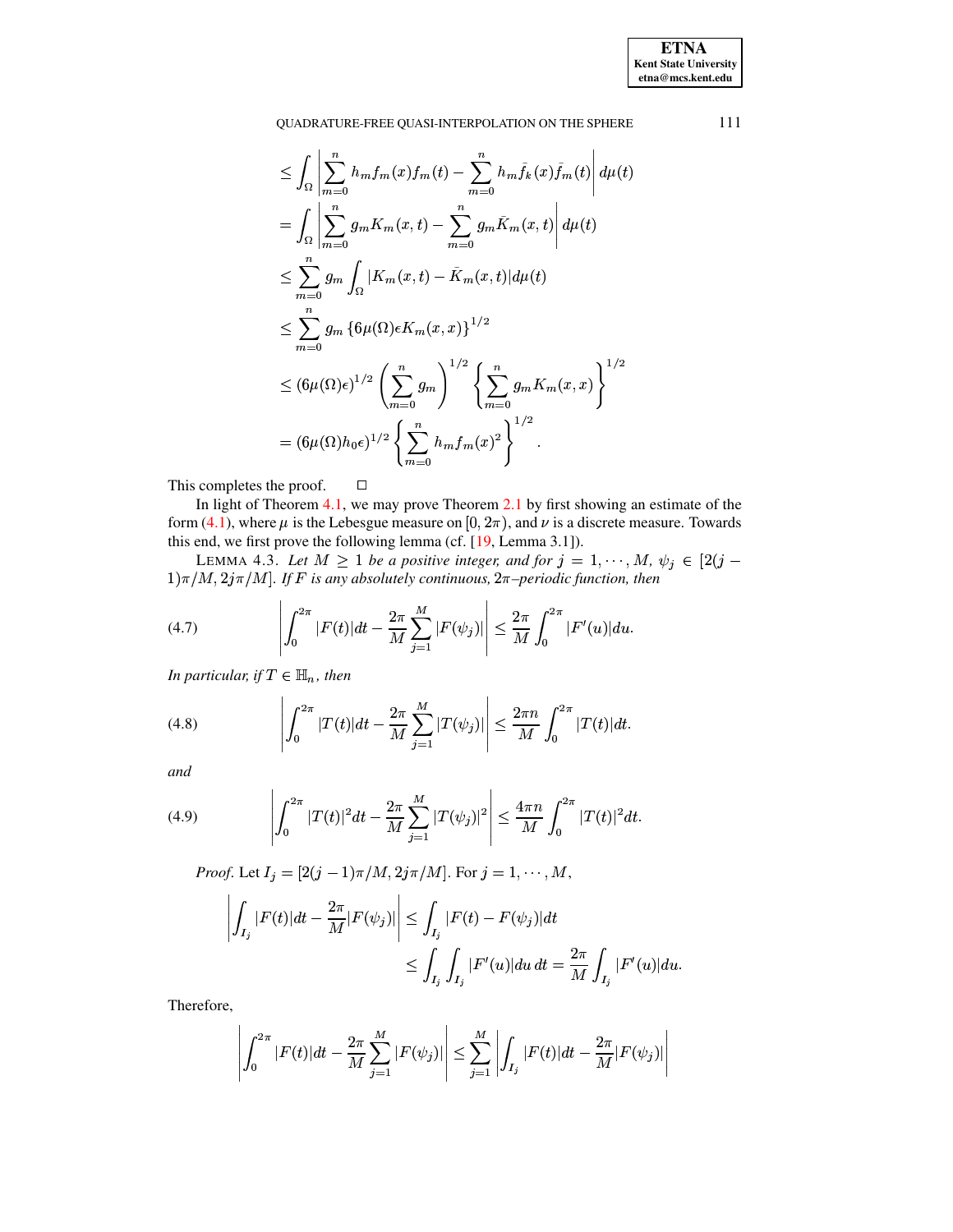$$
\begin{aligned}
&\leq \int_\Omega \left| \sum_{m=0}^{n} h_m f_m(x) f_m(t) - \sum_{m=0}^{n} h_m \bar{f}_k(x) \bar{f}_m(t) \right| d\mu(t) \\
&= \int_\Omega \left| \sum_{m=0}^{n} g_m K_m(x,t) - \sum_{m=0}^{n} g_m \bar{K}_m(x,t) \right| d\mu(t) \\
&\leq \sum_{m=0}^{n} g_m \int_\Omega |K_m(x,t) - \bar{K}_m(x,t)| d\mu(t) \\
&\leq \sum_{m=0}^{n} g_m \left\{ 6\mu(\Omega)\epsilon K_m(x,x) \right\}^{1/2} \\
&\leq (6\mu(\Omega)\epsilon)^{1/2} \left( \sum_{m=0}^{n} g_m \right)^{1/2} \left\{ \sum_{m=0}^{n} g_m K_m(x,x) \right\}^{1/2} \\
&= (6\mu(\Omega) h_0 \epsilon)^{1/2} \left\{ \sum_{m=0}^{n} h_m f_m(x)^2 \right\}^{1/2}.
\end{aligned}
$$

This completes the proof. $\square$

In light of Theorem 4.1, we may prove Theorem 2.1 by first showing an estimate of the form (4.1), where $\mu$ is the Lebesgue measure on $[0, 2\pi)$, and $\nu$ is a discrete measure. Towards this end, we first prove the following lemma (cf. [19, Lemma 3.1]).

LEMMA 4.3. *Let $M \geq 1$ be a positive integer, and for $j = 1, \cdots, M$, $\psi_j \in [2(j-1)\pi/M, 2j\pi/M]$. If $F$ is any absolutely continuous, $2\pi$–periodic function, then*

$$
\left| \int_0^{2\pi} |F(t)| dt - \frac{2\pi}{M} \sum_{j=1}^{M} |F(\psi_j)| \right| \leq \frac{2\pi}{M} \int_0^{2\pi} |F'(u)| du. \tag{4.7}
$$

*In particular, if $T \in \mathbb{H}_n$, then*

$$
\left| \int_0^{2\pi} |T(t)| dt - \frac{2\pi}{M} \sum_{j=1}^{M} |T(\psi_j)| \right| \leq \frac{2\pi n}{M} \int_0^{2\pi} |T(t)| dt. \tag{4.8}
$$

*and*

$$
\left| \int_0^{2\pi} |T(t)|^2 dt - \frac{2\pi}{M} \sum_{j=1}^{M} |T(\psi_j)|^2 \right| \leq \frac{4\pi n}{M} \int_0^{2\pi} |T(t)|^2 dt. \tag{4.9}
$$

*Proof.* Let $I_j = [2(j-1)\pi/M, 2j\pi/M]$. For $j = 1, \cdots, M$,

$$
\begin{aligned}
\left| \int_{I_j} |F(t)| dt - \frac{2\pi}{M} |F(\psi_j)| \right| &\leq \int_{I_j} |F(t) - F(\psi_j)| dt \\
&\leq \int_{I_j} \int_{I_j} |F'(u)| du\, dt = \frac{2\pi}{M} \int_{I_j} |F'(u)| du.
\end{aligned}
$$

Therefore,

$$
\left| \int_0^{2\pi} |F(t)| dt - \frac{2\pi}{M} \sum_{j=1}^{M} |F(\psi_j)| \right| \leq \sum_{j=1}^{M} \left| \int_{I_j} |F(t)| dt - \frac{2\pi}{M} |F(\psi_j)| \right|
$$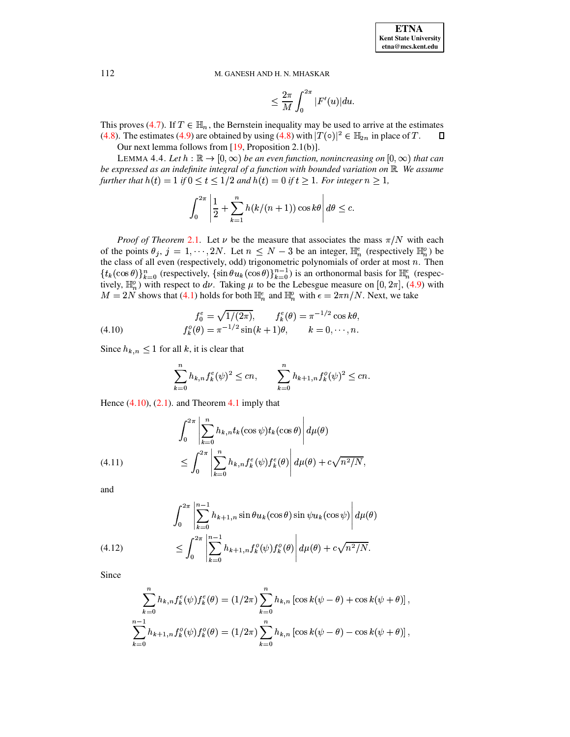$$\leq \frac{2\pi}{M} \int_0^{2\pi} |F'(u)| du.$$

This proves (4.7). If $T \in \mathbb{H}_n$, the Bernstein inequality may be used to arrive at the estimates (4.8). The estimates (4.9) are obtained by using (4.8) with $|T(\circ)|^2 \in \mathbb{H}_{2n}$ in place of $T$. $\square$

Our next lemma follows from [19, Proposition 2.1(b)].

LEMMA 4.4. *Let $h : \mathbb{R} \to [0, \infty)$ be an even function, nonincreasing on $[0, \infty)$ that can be expressed as an indefinite integral of a function with bounded variation on $\mathbb{R}$. We assume further that $h(t) = 1$ if $0 \leq t \leq 1/2$ and $h(t) = 0$ if $t \geq 1$. For integer $n \geq 1$,*

$$\int_0^{2\pi} \left| \frac{1}{2} + \sum_{k=1}^{n} h(k/(n+1)) \cos k\theta \right| d\theta \leq c.$$

*Proof of Theorem 2.1.* Let $\nu$ be the measure that associates the mass $\pi/N$ with each of the points $\theta_j$, $j = 1, \cdots, 2N$. Let $n \leq N-3$ be an integer, $\mathbb{H}_n^e$ (respectively $\mathbb{H}_n^o$) be the class of all even (respectively, odd) trigonometric polynomials of order at most $n$. Then $\{t_k(\cos\theta)\}_{k=0}^{n}$ (respectively, $\{\sin\theta u_k(\cos\theta)\}_{k=0}^{n-1}$) is an orthonormal basis for $\mathbb{H}_n^e$ (respectively, $\mathbb{H}_n^o$) with respect to $d\nu$. Taking $\mu$ to be the Lebesgue measure on $[0, 2\pi]$, (4.9) with $M = 2N$ shows that (4.1) holds for both $\mathbb{H}_n^e$ and $\mathbb{H}_n^o$ with $\epsilon = 2\pi n/N$. Next, we take

$$\begin{aligned} f_0^e &= \sqrt{1/(2\pi)}, \qquad f_k^e(\theta) = \pi^{-1/2} \cos k\theta, \\ f_k^o(\theta) &= \pi^{-1/2} \sin(k+1)\theta, \qquad k = 0, \cdots, n. \end{aligned} \tag{4.10}$$

Since $h_{k,n} \leq 1$ for all $k$, it is clear that

$$\sum_{k=0}^{n} h_{k,n} f_k^e(\psi)^2 \leq cn, \qquad \sum_{k=0}^{n} h_{k+1,n} f_k^o(\psi)^2 \leq cn.$$

Hence (4.10), (2.1). and Theorem 4.1 imply that

$$\begin{aligned} &\int_0^{2\pi} \left| \sum_{k=0}^{n} h_{k,n} t_k(\cos\psi) t_k(\cos\theta) \right| d\mu(\theta) \\ &\leq \int_0^{2\pi} \left| \sum_{k=0}^{n} h_{k,n} f_k^e(\psi) f_k^e(\theta) \right| d\mu(\theta) + c\sqrt{n^2/N}, \end{aligned} \tag{4.11}$$

and

$$\begin{aligned} &\int_0^{2\pi} \left| \sum_{k=0}^{n-1} h_{k+1,n} \sin\theta u_k(\cos\theta) \sin\psi u_k(\cos\psi) \right| d\mu(\theta) \\ &\leq \int_0^{2\pi} \left| \sum_{k=0}^{n-1} h_{k+1,n} f_k^o(\psi) f_k^o(\theta) \right| d\mu(\theta) + c\sqrt{n^2/N}. \end{aligned} \tag{4.12}$$

Since

$$\begin{aligned} \sum_{k=0}^{n} h_{k,n} f_k^e(\psi) f_k^e(\theta) &= (1/2\pi) \sum_{k=0}^{n} h_{k,n} \left[ \cos k(\psi - \theta) + \cos k(\psi + \theta) \right], \\ \sum_{k=0}^{n-1} h_{k+1,n} f_k^o(\psi) f_k^o(\theta) &= (1/2\pi) \sum_{k=0}^{n} h_{k,n} \left[ \cos k(\psi - \theta) - \cos k(\psi + \theta) \right], \end{aligned}$$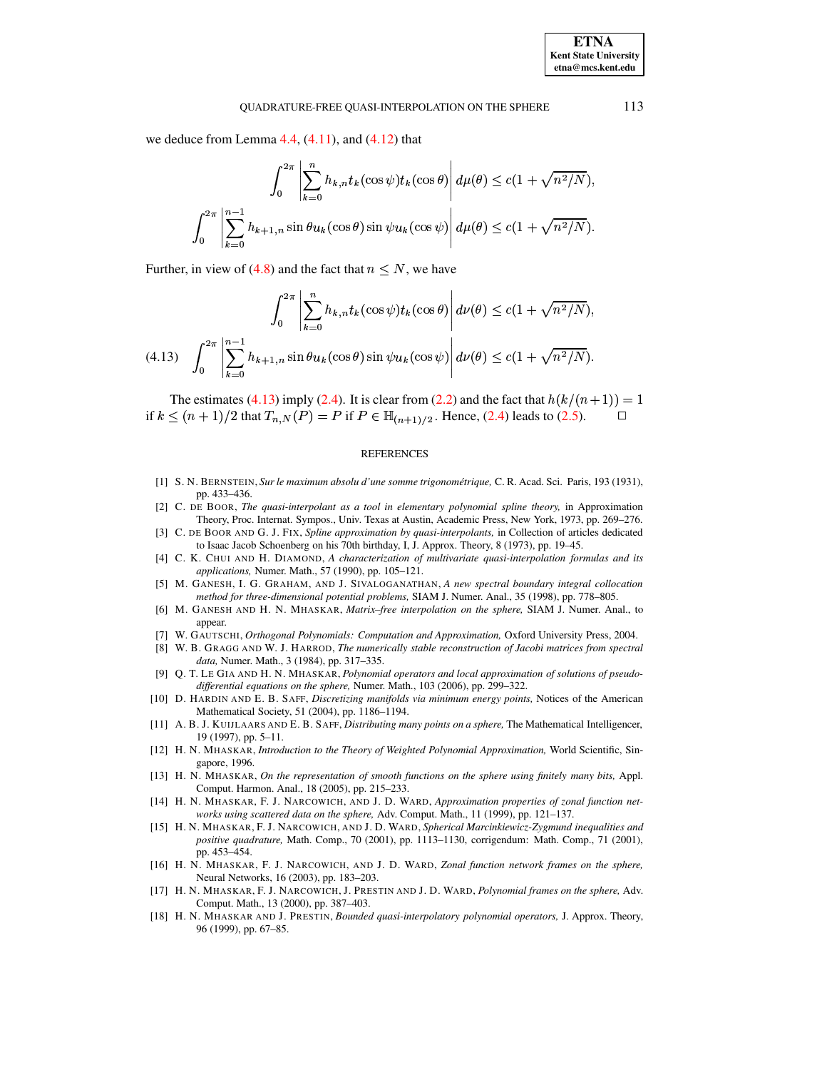we deduce from Lemma 4.4, (4.11), and (4.12) that

$$\int_0^{2\pi} \left| \sum_{k=0}^{n} h_{k,n} t_k(\cos\psi) t_k(\cos\theta) \right| d\mu(\theta) \le c(1 + \sqrt{n^2/N}),$$

$$\int_0^{2\pi} \left| \sum_{k=0}^{n-1} h_{k+1,n} \sin\theta u_k(\cos\theta) \sin\psi u_k(\cos\psi) \right| d\mu(\theta) \le c(1 + \sqrt{n^2/N}).$$

Further, in view of (4.8) and the fact that $n \le N$, we have

$$\int_0^{2\pi} \left| \sum_{k=0}^{n} h_{k,n} t_k(\cos\psi) t_k(\cos\theta) \right| d\nu(\theta) \le c(1 + \sqrt{n^2/N}),$$

$$\int_0^{2\pi} \left| \sum_{k=0}^{n-1} h_{k+1,n} \sin\theta u_k(\cos\theta) \sin\psi u_k(\cos\psi) \right| d\nu(\theta) \le c(1 + \sqrt{n^2/N}). \tag{4.13}$$

The estimates (4.13) imply (2.4). It is clear from (2.2) and the fact that $h(k/(n+1)) = 1$ if $k \le (n+1)/2$ that $T_{n,N}(P) = P$ if $P \in \mathbb{H}_{(n+1)/2}$. Hence, (2.4) leads to (2.5). $\square$

## REFERENCES

[1] S. N. Bernstein, *Sur le maximum absolu d'une somme trigonométrique,* C. R. Acad. Sci. Paris, 193 (1931), pp. 433–436.

[2] C. de Boor, *The quasi-interpolant as a tool in elementary polynomial spline theory,* in Approximation Theory, Proc. Internat. Sympos., Univ. Texas at Austin, Academic Press, New York, 1973, pp. 269–276.

[3] C. de Boor and G. J. Fix, *Spline approximation by quasi-interpolants,* in Collection of articles dedicated to Isaac Jacob Schoenberg on his 70th birthday, I, J. Approx. Theory, 8 (1973), pp. 19–45.

[4] C. K. Chui and H. Diamond, *A characterization of multivariate quasi-interpolation formulas and its applications,* Numer. Math., 57 (1990), pp. 105–121.

[5] M. Ganesh, I. G. Graham, and J. Sivaloganathan, *A new spectral boundary integral collocation method for three-dimensional potential problems,* SIAM J. Numer. Anal., 35 (1998), pp. 778–805.

[6] M. Ganesh and H. N. Mhaskar, *Matrix–free interpolation on the sphere,* SIAM J. Numer. Anal., to appear.

[7] W. Gautschi, *Orthogonal Polynomials: Computation and Approximation,* Oxford University Press, 2004.

[8] W. B. Gragg and W. J. Harrod, *The numerically stable reconstruction of Jacobi matrices from spectral data,* Numer. Math., 3 (1984), pp. 317–335.

[9] Q. T. Le Gia and H. N. Mhaskar, *Polynomial operators and local approximation of solutions of pseudo-differential equations on the sphere,* Numer. Math., 103 (2006), pp. 299–322.

[10] D. Hardin and E. B. Saff, *Discretizing manifolds via minimum energy points,* Notices of the American Mathematical Society, 51 (2004), pp. 1186–1194.

[11] A. B. J. Kuijlaars and E. B. Saff, *Distributing many points on a sphere,* The Mathematical Intelligencer, 19 (1997), pp. 5–11.

[12] H. N. Mhaskar, *Introduction to the Theory of Weighted Polynomial Approximation,* World Scientific, Singapore, 1996.

[13] H. N. Mhaskar, *On the representation of smooth functions on the sphere using finitely many bits,* Appl. Comput. Harmon. Anal., 18 (2005), pp. 215–233.

[14] H. N. Mhaskar, F. J. Narcowich, and J. D. Ward, *Approximation properties of zonal function networks using scattered data on the sphere,* Adv. Comput. Math., 11 (1999), pp. 121–137.

[15] H. N. Mhaskar, F. J. Narcowich, and J. D. Ward, *Spherical Marcinkiewicz-Zygmund inequalities and positive quadrature,* Math. Comp., 70 (2001), pp. 1113–1130, corrigendum: Math. Comp., 71 (2001), pp. 453–454.

[16] H. N. Mhaskar, F. J. Narcowich, and J. D. Ward, *Zonal function network frames on the sphere,* Neural Networks, 16 (2003), pp. 183–203.

[17] H. N. Mhaskar, F. J. Narcowich, J. Prestin and J. D. Ward, *Polynomial frames on the sphere,* Adv. Comput. Math., 13 (2000), pp. 387–403.

[18] H. N. Mhaskar and J. Prestin, *Bounded quasi-interpolatory polynomial operators,* J. Approx. Theory, 96 (1999), pp. 67–85.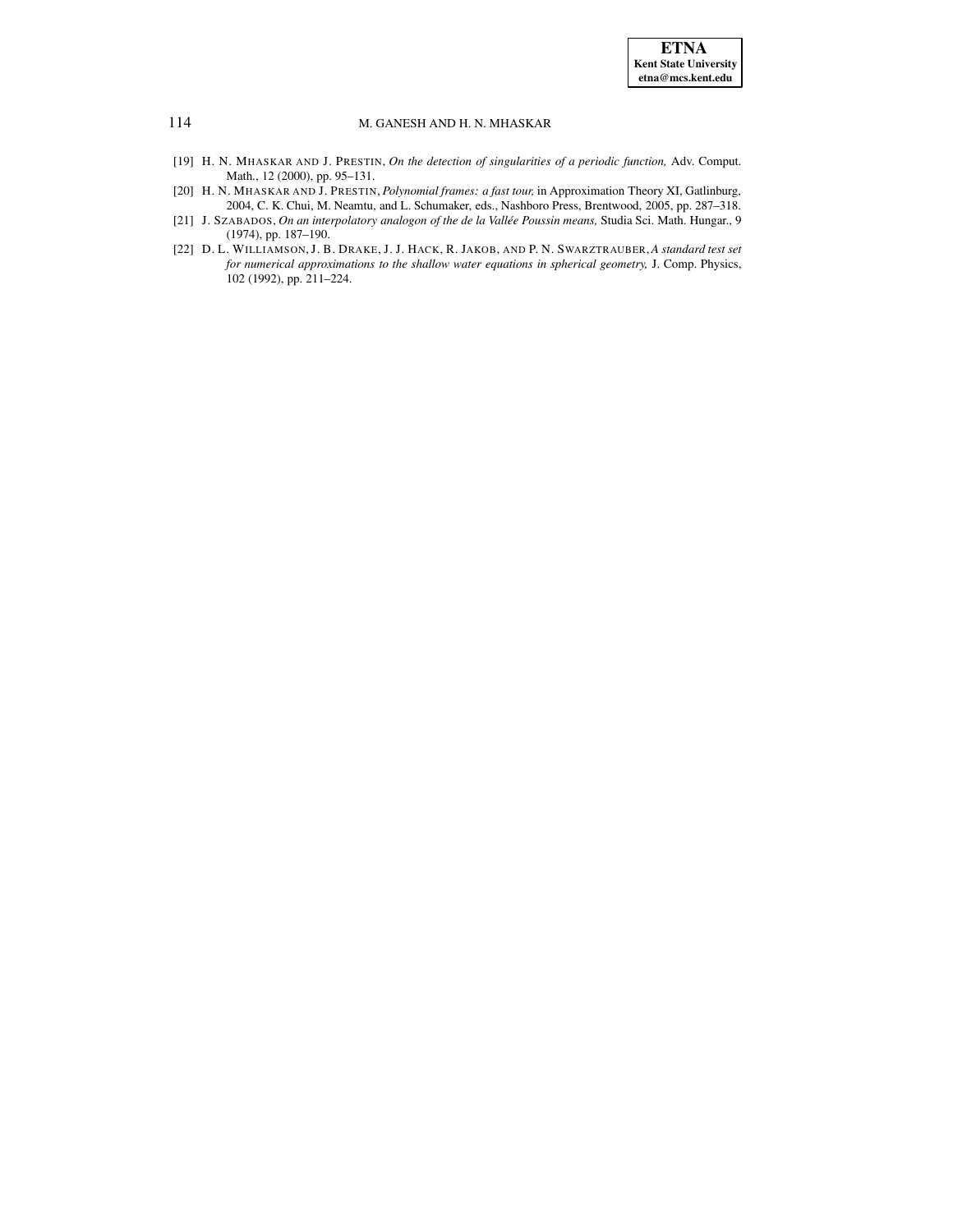[19] H. N. MHASKAR AND J. PRESTIN, *On the detection of singularities of a periodic function,* Adv. Comput. Math., 12 (2000), pp. 95–131.

[20] H. N. MHASKAR AND J. PRESTIN, *Polynomial frames: a fast tour,* in Approximation Theory XI, Gatlinburg, 2004, C. K. Chui, M. Neamtu, and L. Schumaker, eds., Nashboro Press, Brentwood, 2005, pp. 287–318.

[21] J. SZABADOS, *On an interpolatory analogon of the de la Vallée Poussin means,* Studia Sci. Math. Hungar., 9 (1974), pp. 187–190.

[22] D. L. WILLIAMSON, J. B. DRAKE, J. J. HACK, R. JAKOB, AND P. N. SWARZTRAUBER, *A standard test set for numerical approximations to the shallow water equations in spherical geometry,* J. Comp. Physics, 102 (1992), pp. 211–224.